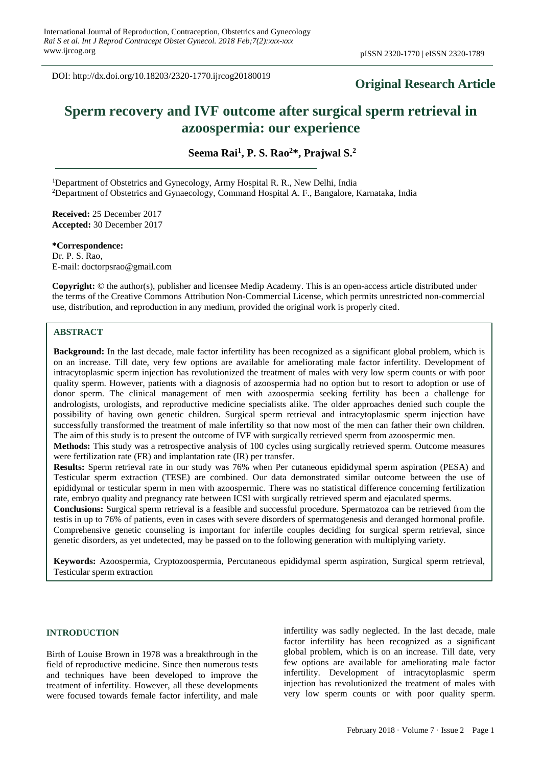DOI: http://dx.doi.org/10.18203/2320-1770.ijrcog20180019

**Original Research Article**

# Sperm recovery and IVF outcome after surgical sperm retrieval in azoospermia: our experience

**Seema Rai[1], P. S. Rao[2]*, Prajwal S.[2]**

[1]Department of Obstetrics and Gynecology, Army Hospital R. R., New Delhi, India
[2]Department of Obstetrics and Gynaecology, Command Hospital A. F., Bangalore, Karnataka, India

**Received:** 25 December 2017
**Accepted:** 30 December 2017

**\*Correspondence:**
Dr. P. S. Rao,
E-mail: doctorpsrao@gmail.com

**Copyright:** © the author(s), publisher and licensee Medip Academy. This is an open-access article distributed under the terms of the Creative Commons Attribution Non-Commercial License, which permits unrestricted non-commercial use, distribution, and reproduction in any medium, provided the original work is properly cited.

## ABSTRACT

**Background:** In the last decade, male factor infertility has been recognized as a significant global problem, which is on an increase. Till date, very few options are available for ameliorating male factor infertility. Development of intracytoplasmic sperm injection has revolutionized the treatment of males with very low sperm counts or with poor quality sperm. However, patients with a diagnosis of azoospermia had no option but to resort to adoption or use of donor sperm. The clinical management of men with azoospermia seeking fertility has been a challenge for andrologists, urologists, and reproductive medicine specialists alike. The older approaches denied such couple the possibility of having own genetic children. Surgical sperm retrieval and intracytoplasmic sperm injection have successfully transformed the treatment of male infertility so that now most of the men can father their own children. The aim of this study is to present the outcome of IVF with surgically retrieved sperm from azoospermic men.

**Methods:** This study was a retrospective analysis of 100 cycles using surgically retrieved sperm. Outcome measures were fertilization rate (FR) and implantation rate (IR) per transfer.

**Results:** Sperm retrieval rate in our study was 76% when Per cutaneous epididymal sperm aspiration (PESA) and Testicular sperm extraction (TESE) are combined. Our data demonstrated similar outcome between the use of epididymal or testicular sperm in men with azoospermic. There was no statistical difference concerning fertilization rate, embryo quality and pregnancy rate between ICSI with surgically retrieved sperm and ejaculated sperms.

**Conclusions:** Surgical sperm retrieval is a feasible and successful procedure. Spermatozoa can be retrieved from the testis in up to 76% of patients, even in cases with severe disorders of spermatogenesis and deranged hormonal profile. Comprehensive genetic counseling is important for infertile couples deciding for surgical sperm retrieval, since genetic disorders, as yet undetected, may be passed on to the following generation with multiplying variety.

**Keywords:** Azoospermia, Cryptozoospermia, Percutaneous epididymal sperm aspiration, Surgical sperm retrieval, Testicular sperm extraction

## INTRODUCTION

Birth of Louise Brown in 1978 was a breakthrough in the field of reproductive medicine. Since then numerous tests and techniques have been developed to improve the treatment of infertility. However, all these developments were focused towards female factor infertility, and male infertility was sadly neglected. In the last decade, male factor infertility has been recognized as a significant global problem, which is on an increase. Till date, very few options are available for ameliorating male factor infertility. Development of intracytoplasmic sperm injection has revolutionized the treatment of males with very low sperm counts or with poor quality sperm.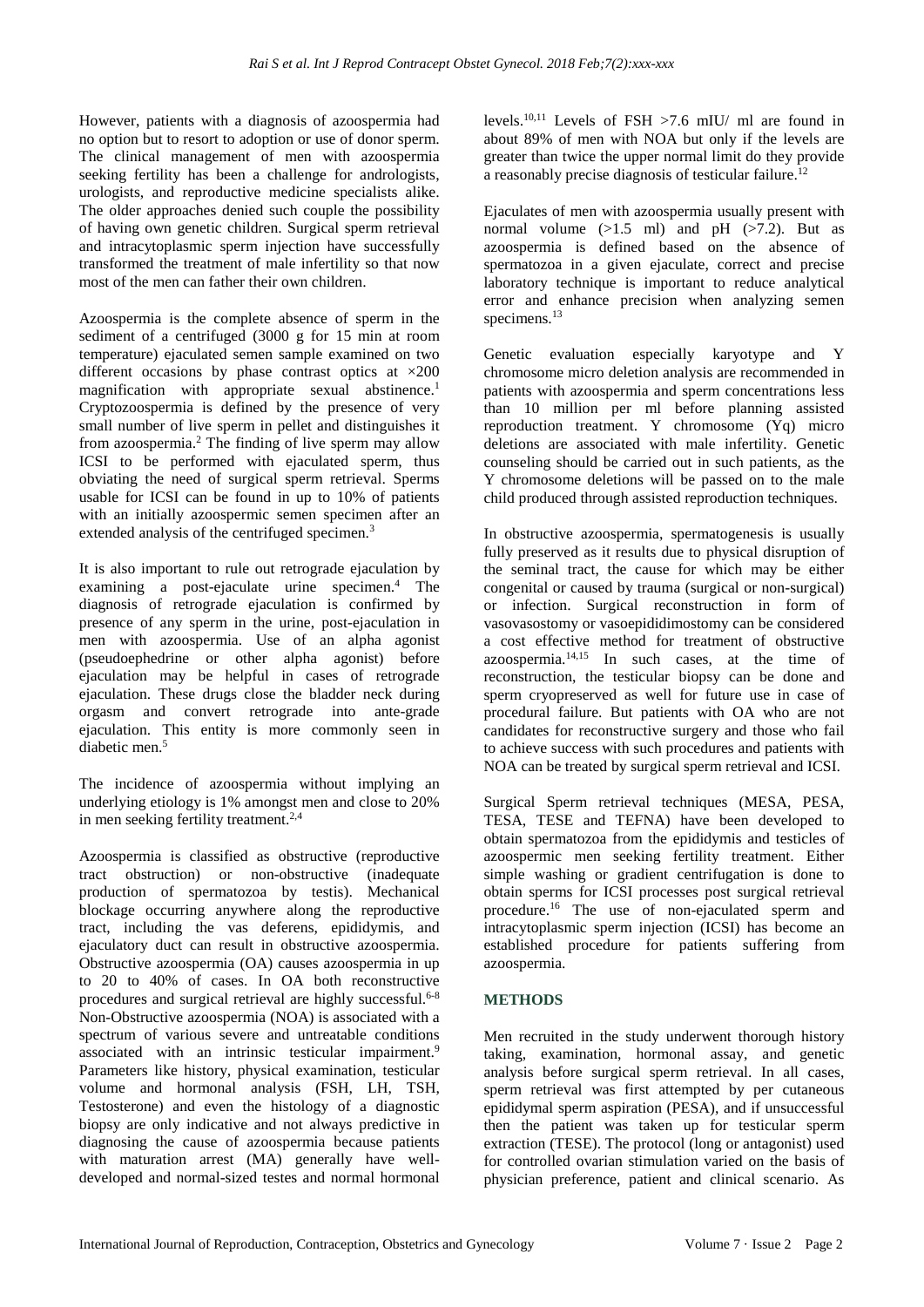However, patients with a diagnosis of azoospermia had no option but to resort to adoption or use of donor sperm. The clinical management of men with azoospermia seeking fertility has been a challenge for andrologists, urologists, and reproductive medicine specialists alike. The older approaches denied such couple the possibility of having own genetic children. Surgical sperm retrieval and intracytoplasmic sperm injection have successfully transformed the treatment of male infertility so that now most of the men can father their own children.

Azoospermia is the complete absence of sperm in the sediment of a centrifuged (3000 g for 15 min at room temperature) ejaculated semen sample examined on two different occasions by phase contrast optics at ×200 magnification with appropriate sexual abstinence.[1] Cryptozoospermia is defined by the presence of very small number of live sperm in pellet and distinguishes it from azoospermia.[2] The finding of live sperm may allow ICSI to be performed with ejaculated sperm, thus obviating the need of surgical sperm retrieval. Sperms usable for ICSI can be found in up to 10% of patients with an initially azoospermic semen specimen after an extended analysis of the centrifuged specimen.[3]

It is also important to rule out retrograde ejaculation by examining a post-ejaculate urine specimen.[4] The diagnosis of retrograde ejaculation is confirmed by presence of any sperm in the urine, post-ejaculation in men with azoospermia. Use of an alpha agonist (pseudoephedrine or other alpha agonist) before ejaculation may be helpful in cases of retrograde ejaculation. These drugs close the bladder neck during orgasm and convert retrograde into ante-grade ejaculation. This entity is more commonly seen in diabetic men.[5]

The incidence of azoospermia without implying an underlying etiology is 1% amongst men and close to 20% in men seeking fertility treatment.[2,4]

Azoospermia is classified as obstructive (reproductive tract obstruction) or non-obstructive (inadequate production of spermatozoa by testis). Mechanical blockage occurring anywhere along the reproductive tract, including the vas deferens, epididymis, and ejaculatory duct can result in obstructive azoospermia. Obstructive azoospermia (OA) causes azoospermia in up to 20 to 40% of cases. In OA both reconstructive procedures and surgical retrieval are highly successful.[6-8] Non-Obstructive azoospermia (NOA) is associated with a spectrum of various severe and untreatable conditions associated with an intrinsic testicular impairment.[9] Parameters like history, physical examination, testicular volume and hormonal analysis (FSH, LH, TSH, Testosterone) and even the histology of a diagnostic biopsy are only indicative and not always predictive in diagnosing the cause of azoospermia because patients with maturation arrest (MA) generally have well-developed and normal-sized testes and normal hormonal levels.[10,11] Levels of FSH >7.6 mIU/ ml are found in about 89% of men with NOA but only if the levels are greater than twice the upper normal limit do they provide a reasonably precise diagnosis of testicular failure.[12]

Ejaculates of men with azoospermia usually present with normal volume (>1.5 ml) and pH (>7.2). But as azoospermia is defined based on the absence of spermatozoa in a given ejaculate, correct and precise laboratory technique is important to reduce analytical error and enhance precision when analyzing semen specimens.[13]

Genetic evaluation especially karyotype and Y chromosome micro deletion analysis are recommended in patients with azoospermia and sperm concentrations less than 10 million per ml before planning assisted reproduction treatment. Y chromosome (Yq) micro deletions are associated with male infertility. Genetic counseling should be carried out in such patients, as the Y chromosome deletions will be passed on to the male child produced through assisted reproduction techniques.

In obstructive azoospermia, spermatogenesis is usually fully preserved as it results due to physical disruption of the seminal tract, the cause for which may be either congenital or caused by trauma (surgical or non-surgical) or infection. Surgical reconstruction in form of vasovasostomy or vasoepididimostomy can be considered a cost effective method for treatment of obstructive azoospermia.[14,15] In such cases, at the time of reconstruction, the testicular biopsy can be done and sperm cryopreserved as well for future use in case of procedural failure. But patients with OA who are not candidates for reconstructive surgery and those who fail to achieve success with such procedures and patients with NOA can be treated by surgical sperm retrieval and ICSI.

Surgical Sperm retrieval techniques (MESA, PESA, TESA, TESE and TEFNA) have been developed to obtain spermatozoa from the epididymis and testicles of azoospermic men seeking fertility treatment. Either simple washing or gradient centrifugation is done to obtain sperms for ICSI processes post surgical retrieval procedure.[16] The use of non-ejaculated sperm and intracytoplasmic sperm injection (ICSI) has become an established procedure for patients suffering from azoospermia.

## METHODS

Men recruited in the study underwent thorough history taking, examination, hormonal assay, and genetic analysis before surgical sperm retrieval. In all cases, sperm retrieval was first attempted by per cutaneous epididymal sperm aspiration (PESA), and if unsuccessful then the patient was taken up for testicular sperm extraction (TESE). The protocol (long or antagonist) used for controlled ovarian stimulation varied on the basis of physician preference, patient and clinical scenario. As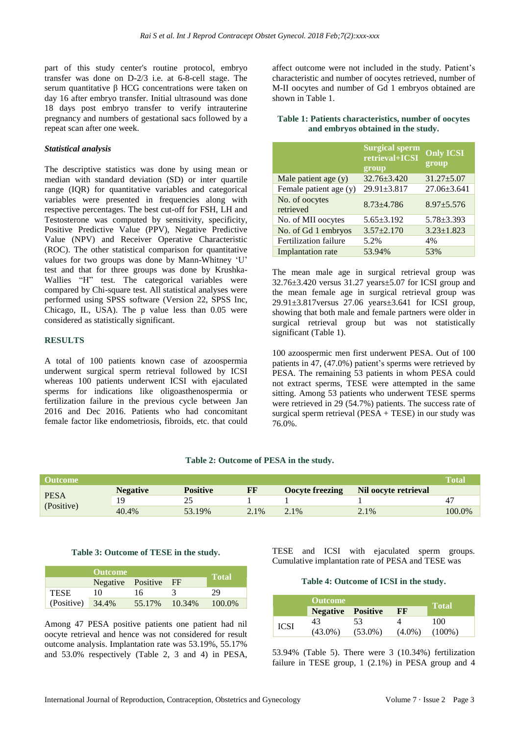part of this study center's routine protocol, embryo transfer was done on D-2/3 i.e. at 6-8-cell stage. The serum quantitative β HCG concentrations were taken on day 16 after embryo transfer. Initial ultrasound was done 18 days post embryo transfer to verify intrauterine pregnancy and numbers of gestational sacs followed by a repeat scan after one week.

### *Statistical analysis*

The descriptive statistics was done by using mean or median with standard deviation (SD) or inter quartile range (IQR) for quantitative variables and categorical variables were presented in frequencies along with respective percentages. The best cut-off for FSH, LH and Testosterone was computed by sensitivity, specificity, Positive Predictive Value (PPV), Negative Predictive Value (NPV) and Receiver Operative Characteristic (ROC). The other statistical comparison for quantitative values for two groups was done by Mann-Whitney 'U' test and that for three groups was done by Krushka-Wallies "H" test. The categorical variables were compared by Chi-square test. All statistical analyses were performed using SPSS software (Version 22, SPSS Inc, Chicago, IL, USA). The p value less than 0.05 were considered as statistically significant.

## RESULTS

A total of 100 patients known case of azoospermia underwent surgical sperm retrieval followed by ICSI whereas 100 patients underwent ICSI with ejaculated sperms for indications like oligoasthenospermia or fertilization failure in the previous cycle between Jan 2016 and Dec 2016. Patients who had concomitant female factor like endometriosis, fibroids, etc. that could affect outcome were not included in the study. Patient's characteristic and number of oocytes retrieved, number of M-II oocytes and number of Gd 1 embryos obtained are shown in Table 1.

**Table 1: Patients characteristics, number of oocytes and embryos obtained in the study.**

| | Surgical sperm retrieval+ICSI group | Only ICSI group |
|---|---|---|
| Male patient age (y) | 32.76±3.420 | 31.27±5.07 |
| Female patient age (y) | 29.91±3.817 | 27.06±3.641 |
| No. of oocytes retrieved | 8.73±4.786 | 8.97±5.576 |
| No. of MII oocytes | 5.65±3.192 | 5.78±3.393 |
| No. of Gd 1 embryos | 3.57±2.170 | 3.23±1.823 |
| Fertilization failure | 5.2% | 4% |
| Implantation rate | 53.94% | 53% |

The mean male age in surgical retrieval group was 32.76±3.420 versus 31.27 years±5.07 for ICSI group and the mean female age in surgical retrieval group was 29.91±3.817versus 27.06 years±3.641 for ICSI group, showing that both male and female partners were older in surgical retrieval group but was not statistically significant (Table 1).

100 azoospermic men first underwent PESA. Out of 100 patients in 47, (47.0%) patient's sperms were retrieved by PESA. The remaining 53 patients in whom PESA could not extract sperms, TESE were attempted in the same sitting. Among 53 patients who underwent TESE sperms were retrieved in 29 (54.7%) patients. The success rate of surgical sperm retrieval (PESA + TESE) in our study was 76.0%.

**Table 2: Outcome of PESA in the study.**

| Outcome | | | | | | Total |
|---|---|---|---|---|---|---|
| PESA (Positive) | Negative | Positive | FF | Oocyte freezing | Nil oocyte retrieval | |
| | 19 | 25 | 1 | 1 | 1 | 47 |
| | 40.4% | 53.19% | 2.1% | 2.1% | 2.1% | 100.0% |

**Table 3: Outcome of TESE in the study.**

| | Outcome | | | Total |
|---|---|---|---|---|
| | Negative | Positive | FF | |
| TESE | 10 | 16 | 3 | 29 |
| (Positive) | 34.4% | 55.17% | 10.34% | 100.0% |

Among 47 PESA positive patients one patient had nil oocyte retrieval and hence was not considered for result outcome analysis. Implantation rate was 53.19%, 55.17% and 53.0% respectively (Table 2, 3 and 4) in PESA, TESE and ICSI with ejaculated sperm groups. Cumulative implantation rate of PESA and TESE was 53.94% (Table 5). There were 3 (10.34%) fertilization failure in TESE group, 1 (2.1%) in PESA group and 4

**Table 4: Outcome of ICSI in the study.**

| | Outcome | | | Total |
|---|---|---|---|---|
| | Negative | Positive | FF | |
| ICSI | 43 (43.0%) | 53 (53.0%) | 4 (4.0%) | 100 (100%) |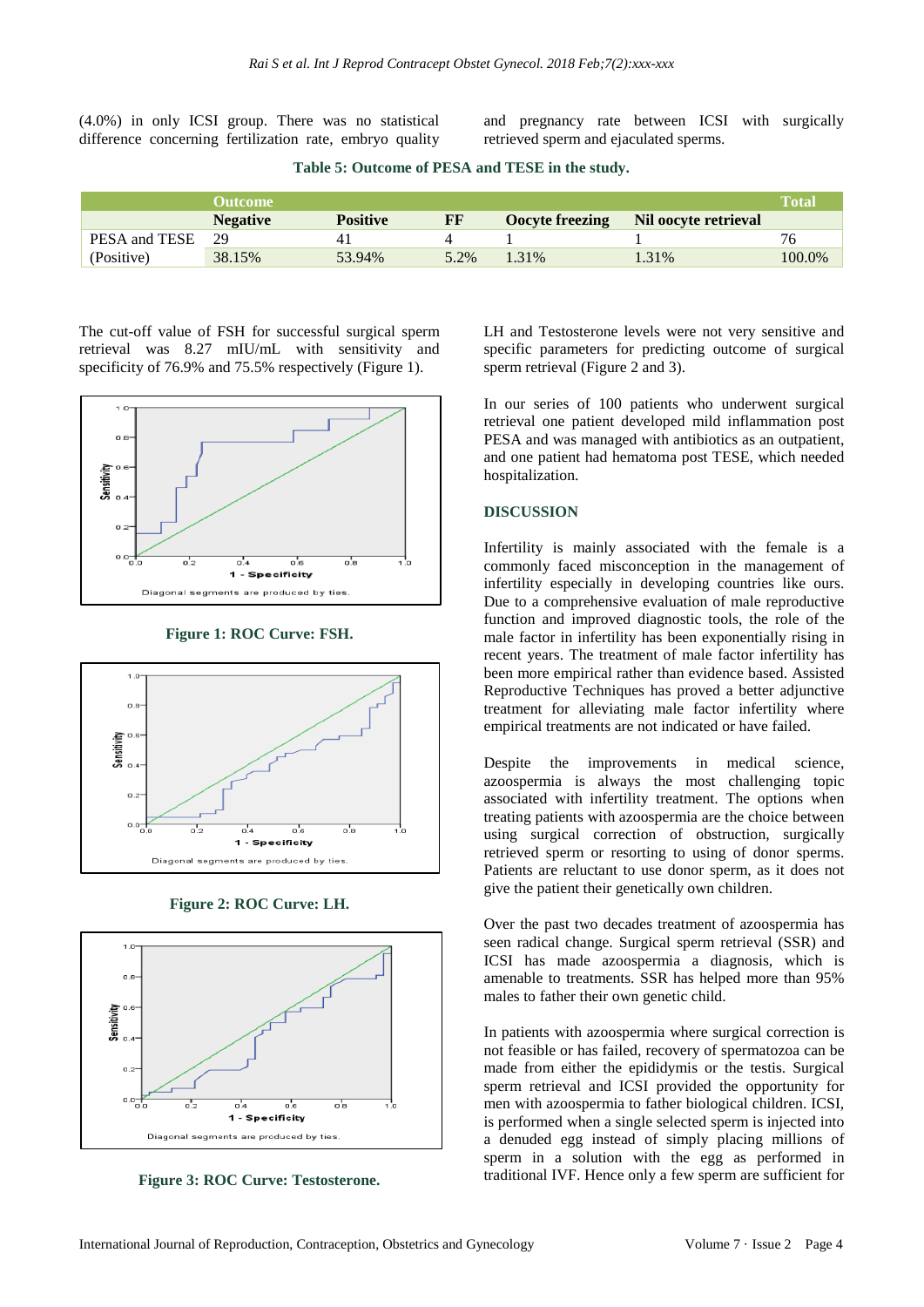(4.0%) in only ICSI group. There was no statistical difference concerning fertilization rate, embryo quality and pregnancy rate between ICSI with surgically retrieved sperm and ejaculated sperms.

**Table 5: Outcome of PESA and TESE in the study.**

| | Outcome | | | | | Total |
|---|---|---|---|---|---|---|
| | Negative | Positive | FF | Oocyte freezing | Nil oocyte retrieval | |
| PESA and TESE | 29 | 41 | 4 | 1 | 1 | 76 |
| (Positive) | 38.15% | 53.94% | 5.2% | 1.31% | 1.31% | 100.0% |

The cut-off value of FSH for successful surgical sperm retrieval was 8.27 mIU/mL with sensitivity and specificity of 76.9% and 75.5% respectively (Figure 1).

**Figure 1: ROC Curve: FSH.**

**Figure 2: ROC Curve: LH.**

**Figure 3: ROC Curve: Testosterone.**

LH and Testosterone levels were not very sensitive and specific parameters for predicting outcome of surgical sperm retrieval (Figure 2 and 3).

In our series of 100 patients who underwent surgical retrieval one patient developed mild inflammation post PESA and was managed with antibiotics as an outpatient, and one patient had hematoma post TESE, which needed hospitalization.

## DISCUSSION

Infertility is mainly associated with the female is a commonly faced misconception in the management of infertility especially in developing countries like ours. Due to a comprehensive evaluation of male reproductive function and improved diagnostic tools, the role of the male factor in infertility has been exponentially rising in recent years. The treatment of male factor infertility has been more empirical rather than evidence based. Assisted Reproductive Techniques has proved a better adjunctive treatment for alleviating male factor infertility where empirical treatments are not indicated or have failed.

Despite the improvements in medical science, azoospermia is always the most challenging topic associated with infertility treatment. The options when treating patients with azoospermia are the choice between using surgical correction of obstruction, surgically retrieved sperm or resorting to using of donor sperms. Patients are reluctant to use donor sperm, as it does not give the patient their genetically own children.

Over the past two decades treatment of azoospermia has seen radical change. Surgical sperm retrieval (SSR) and ICSI has made azoospermia a diagnosis, which is amenable to treatments. SSR has helped more than 95% males to father their own genetic child.

In patients with azoospermia where surgical correction is not feasible or has failed, recovery of spermatozoa can be made from either the epididymis or the testis. Surgical sperm retrieval and ICSI provided the opportunity for men with azoospermia to father biological children. ICSI, is performed when a single selected sperm is injected into a denuded egg instead of simply placing millions of sperm in a solution with the egg as performed in traditional IVF. Hence only a few sperm are sufficient for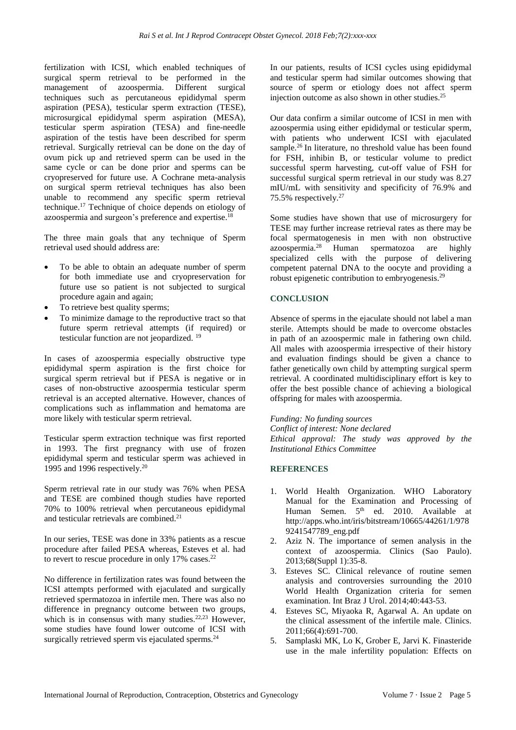fertilization with ICSI, which enabled techniques of surgical sperm retrieval to be performed in the management of azoospermia. Different surgical techniques such as percutaneous epididymal sperm aspiration (PESA), testicular sperm extraction (TESE), microsurgical epididymal sperm aspiration (MESA), testicular sperm aspiration (TESA) and fine-needle aspiration of the testis have been described for sperm retrieval. Surgically retrieval can be done on the day of ovum pick up and retrieved sperm can be used in the same cycle or can be done prior and sperms can be cryopreserved for future use. A Cochrane meta-analysis on surgical sperm retrieval techniques has also been unable to recommend any specific sperm retrieval technique.[17] Technique of choice depends on etiology of azoospermia and surgeon's preference and expertise.[18]

The three main goals that any technique of Sperm retrieval used should address are:

- To be able to obtain an adequate number of sperm for both immediate use and cryopreservation for future use so patient is not subjected to surgical procedure again and again;
- To retrieve best quality sperms;
- To minimize damage to the reproductive tract so that future sperm retrieval attempts (if required) or testicular function are not jeopardized.[19]

In cases of azoospermia especially obstructive type epididymal sperm aspiration is the first choice for surgical sperm retrieval but if PESA is negative or in cases of non-obstructive azoospermia testicular sperm retrieval is an accepted alternative. However, chances of complications such as inflammation and hematoma are more likely with testicular sperm retrieval.

Testicular sperm extraction technique was first reported in 1993. The first pregnancy with use of frozen epididymal sperm and testicular sperm was achieved in 1995 and 1996 respectively.[20]

Sperm retrieval rate in our study was 76% when PESA and TESE are combined though studies have reported 70% to 100% retrieval when percutaneous epididymal and testicular retrievals are combined.[21]

In our series, TESE was done in 33% patients as a rescue procedure after failed PESA whereas, Esteves et al. had to revert to rescue procedure in only 17% cases.[22]

No difference in fertilization rates was found between the ICSI attempts performed with ejaculated and surgically retrieved spermatozoa in infertile men. There was also no difference in pregnancy outcome between two groups, which is in consensus with many studies.[22,23] However, some studies have found lower outcome of ICSI with surgically retrieved sperm vis ejaculated sperms.[24]

In our patients, results of ICSI cycles using epididymal and testicular sperm had similar outcomes showing that source of sperm or etiology does not affect sperm injection outcome as also shown in other studies.[25]

Our data confirm a similar outcome of ICSI in men with azoospermia using either epididymal or testicular sperm, with patients who underwent ICSI with ejaculated sample.[26] In literature, no threshold value has been found for FSH, inhibin B, or testicular volume to predict successful sperm harvesting, cut-off value of FSH for successful surgical sperm retrieval in our study was 8.27 mIU/mL with sensitivity and specificity of 76.9% and 75.5% respectively.[27]

Some studies have shown that use of microsurgery for TESE may further increase retrieval rates as there may be focal spermatogenesis in men with non obstructive azoospermia.[28] Human spermatozoa are highly specialized cells with the purpose of delivering competent paternal DNA to the oocyte and providing a robust epigenetic contribution to embryogenesis.[29]

## CONCLUSION

Absence of sperms in the ejaculate should not label a man sterile. Attempts should be made to overcome obstacles in path of an azoospermic male in fathering own child. All males with azoospermia irrespective of their history and evaluation findings should be given a chance to father genetically own child by attempting surgical sperm retrieval. A coordinated multidisciplinary effort is key to offer the best possible chance of achieving a biological offspring for males with azoospermia.

*Funding: No funding sources*
*Conflict of interest: None declared*
*Ethical approval: The study was approved by the Institutional Ethics Committee*

## REFERENCES

1. World Health Organization. WHO Laboratory Manual for the Examination and Processing of Human Semen. 5th ed. 2010. Available at http://apps.who.int/iris/bitstream/10665/44261/1/9789241547789_eng.pdf
2. Aziz N. The importance of semen analysis in the context of azoospermia. Clinics (Sao Paulo). 2013;68(Suppl 1):35-8.
3. Esteves SC. Clinical relevance of routine semen analysis and controversies surrounding the 2010 World Health Organization criteria for semen examination. Int Braz J Urol. 2014;40:443-53.
4. Esteves SC, Miyaoka R, Agarwal A. An update on the clinical assessment of the infertile male. Clinics. 2011;66(4):691-700.
5. Samplaski MK, Lo K, Grober E, Jarvi K. Finasteride use in the male infertility population: Effects on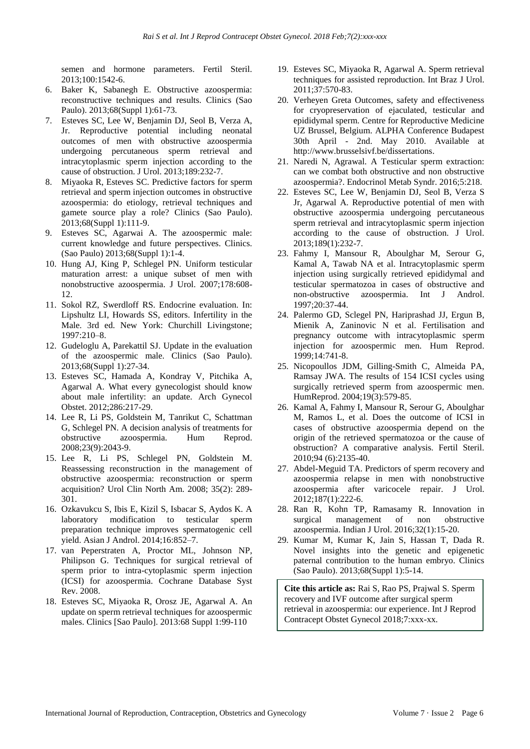semen and hormone parameters. Fertil Steril. 2013;100:1542-6.

6. Baker K, Sabanegh E. Obstructive azoospermia: reconstructive techniques and results. Clinics (Sao Paulo). 2013;68(Suppl 1):61-73.
7. Esteves SC, Lee W, Benjamin DJ, Seol B, Verza A, Jr. Reproductive potential including neonatal outcomes of men with obstructive azoospermia undergoing percutaneous sperm retrieval and intracytoplasmic sperm injection according to the cause of obstruction. J Urol. 2013;189:232-7.
8. Miyaoka R, Esteves SC. Predictive factors for sperm retrieval and sperm injection outcomes in obstructive azoospermia: do etiology, retrieval techniques and gamete source play a role? Clinics (Sao Paulo). 2013;68(Suppl 1):111-9.
9. Esteves SC, Agarwai A. The azoospermic male: current knowledge and future perspectives. Clinics. (Sao Paulo) 2013;68(Suppl 1):1-4.
10. Hung AJ, King P, Schlegel PN. Uniform testicular maturation arrest: a unique subset of men with nonobstructive azoospermia. J Urol. 2007;178:608-12.
11. Sokol RZ, Swerdloff RS. Endocrine evaluation. In: Lipshultz LI, Howards SS, editors. Infertility in the Male. 3rd ed. New York: Churchill Livingstone; 1997:210–8.
12. Gudeloglu A, Parekattil SJ. Update in the evaluation of the azoospermic male. Clinics (Sao Paulo). 2013;68(Suppl 1):27-34.
13. Esteves SC, Hamada A, Kondray V, Pitchika A, Agarwal A. What every gynecologist should know about male infertility: an update. Arch Gynecol Obstet. 2012;286:217-29.
14. Lee R, Li PS, Goldstein M, Tanrikut C, Schattman G, Schlegel PN. A decision analysis of treatments for obstructive azoospermia. Hum Reprod. 2008;23(9):2043-9.
15. Lee R, Li PS, Schlegel PN, Goldstein M. Reassessing reconstruction in the management of obstructive azoospermia: reconstruction or sperm acquisition? Urol Clin North Am. 2008; 35(2): 289-301.
16. Ozkavukcu S, Ibis E, Kizil S, Isbacar S, Aydos K. A laboratory modification to testicular sperm preparation technique improves spermatogenic cell yield. Asian J Androl. 2014;16:852–7.
17. van Peperstraten A, Proctor ML, Johnson NP, Philipson G. Techniques for surgical retrieval of sperm prior to intra-cytoplasmic sperm injection (ICSI) for azoospermia. Cochrane Database Syst Rev. 2008.
18. Esteves SC, Miyaoka R, Orosz JE, Agarwal A. An update on sperm retrieval techniques for azoospermic males. Clinics [Sao Paulo]. 2013:68 Suppl 1:99-110
19. Esteves SC, Miyaoka R, Agarwal A. Sperm retrieval techniques for assisted reproduction. Int Braz J Urol. 2011;37:570-83.
20. Verheyen Greta Outcomes, safety and effectiveness for cryopreservation of ejaculated, testicular and epididymal sperm. Centre for Reproductive Medicine UZ Brussel, Belgium. ALPHA Conference Budapest 30th April - 2nd. May 2010. Available at http://www.brusselsivf.be/dissertations.
21. Naredi N, Agrawal. A Testicular sperm extraction: can we combat both obstructive and non obstructive azoospermia?. Endocrinol Metab Syndr. 2016;5:218.
22. Esteves SC, Lee W, Benjamin DJ, Seol B, Verza S Jr, Agarwal A. Reproductive potential of men with obstructive azoospermia undergoing percutaneous sperm retrieval and intracytoplasmic sperm injection according to the cause of obstruction. J Urol. 2013;189(1):232-7.
23. Fahmy I, Mansour R, Aboulghar M, Serour G, Kamal A, Tawab NA et al. Intracytoplasmic sperm injection using surgically retrieved epididymal and testicular spermatozoa in cases of obstructive and non-obstructive azoospermia. Int J Androl. 1997;20:37-44.
24. Palermo GD, Sclegel PN, Hariprashad JJ, Ergun B, Mienik A, Zaninovic N et al. Fertilisation and pregnancy outcome with intracytoplasmic sperm injection for azoospermic men. Hum Reprod. 1999;14:741-8.
25. Nicopoullos JDM, Gilling-Smith C, Almeida PA, Ramsay JWA. The results of 154 ICSI cycles using surgically retrieved sperm from azoospermic men. HumReprod. 2004;19(3):579-85.
26. Kamal A, Fahmy I, Mansour R, Serour G, Aboulghar M, Ramos L, et al. Does the outcome of ICSI in cases of obstructive azoospermia depend on the origin of the retrieved spermatozoa or the cause of obstruction? A comparative analysis. Fertil Steril. 2010;94 (6):2135-40.
27. Abdel-Meguid TA. Predictors of sperm recovery and azoospermia relapse in men with nonobstructive azoospermia after varicocele repair. J Urol. 2012;187(1):222-6.
28. Ran R, Kohn TP, Ramasamy R. Innovation in surgical management of non obstructive azoospermia. Indian J Urol. 2016;32(1):15-20.
29. Kumar M, Kumar K, Jain S, Hassan T, Dada R. Novel insights into the genetic and epigenetic paternal contribution to the human embryo. Clinics (Sao Paulo). 2013;68(Suppl 1):5-14.

**Cite this article as:** Rai S, Rao PS, Prajwal S. Sperm recovery and IVF outcome after surgical sperm retrieval in azoospermia: our experience. Int J Reprod Contracept Obstet Gynecol 2018;7:xxx-xx.